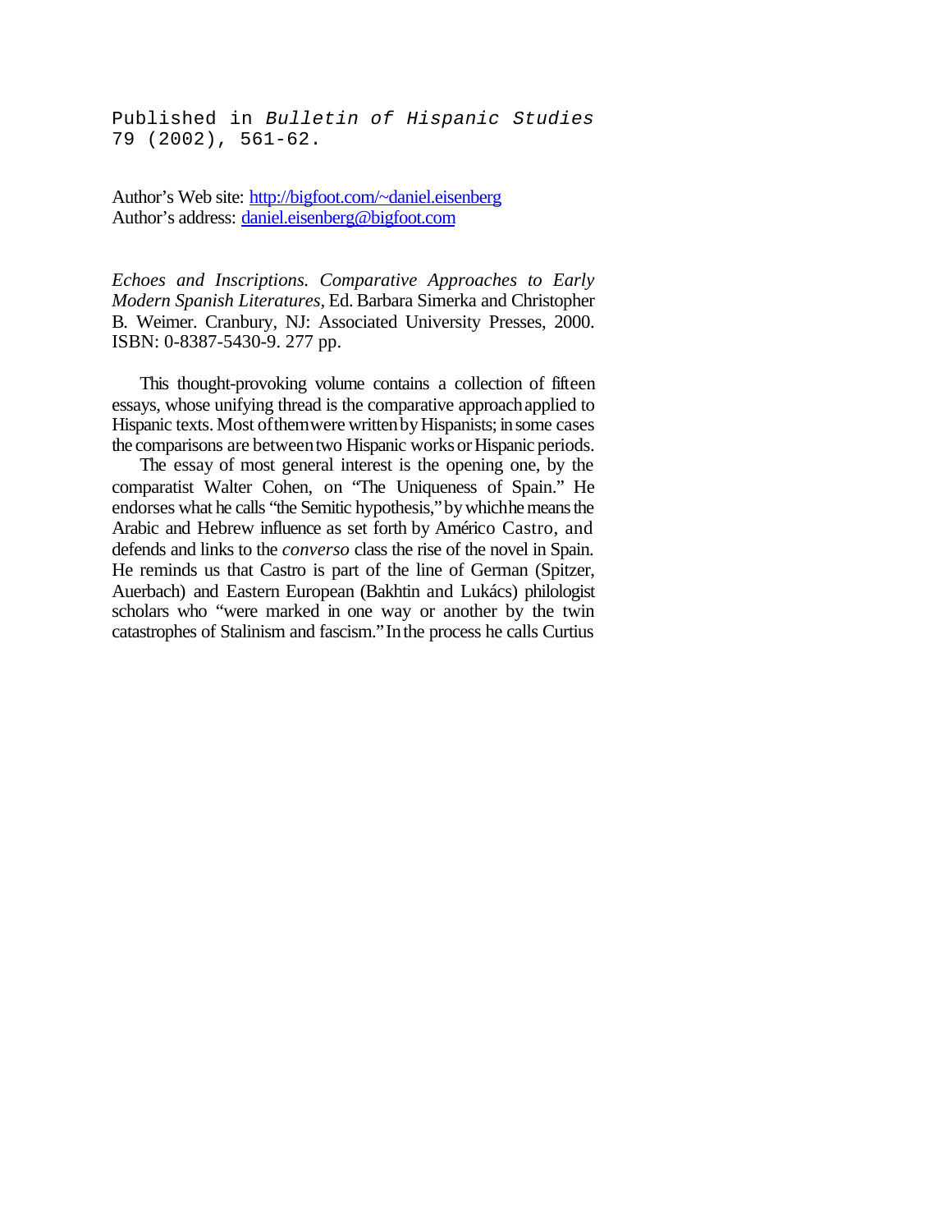Published in *Bulletin of Hispanic Studies* 79 (2002), 561-62.

Author's Web site: [http://bigfoot.com/~daniel.eisenberg](http://bigfoot.com/~daniel.eisenberg)
Author's address: [daniel.eisenberg@bigfoot.com](mailto:daniel.eisenberg@bigfoot.com)

*Echoes and Inscriptions. Comparative Approaches to Early Modern Spanish Literatures*, Ed. Barbara Simerka and Christopher B. Weimer. Cranbury, NJ: Associated University Presses, 2000. ISBN: 0-8387-5430-9. 277 pp.

This thought-provoking volume contains a collection of fifteen essays, whose unifying thread is the comparative approach applied to Hispanic texts. Most of them were written by Hispanists; in some cases the comparisons are between two Hispanic works or Hispanic periods.

The essay of most general interest is the opening one, by the comparatist Walter Cohen, on "The Uniqueness of Spain." He endorses what he calls "the Semitic hypothesis," by which he means the Arabic and Hebrew influence as set forth by Américo Castro, and defends and links to the *converso* class the rise of the novel in Spain. He reminds us that Castro is part of the line of German (Spitzer, Auerbach) and Eastern European (Bakhtin and Lukács) philologist scholars who "were marked in one way or another by the twin catastrophes of Stalinism and fascism." In the process he calls Curtius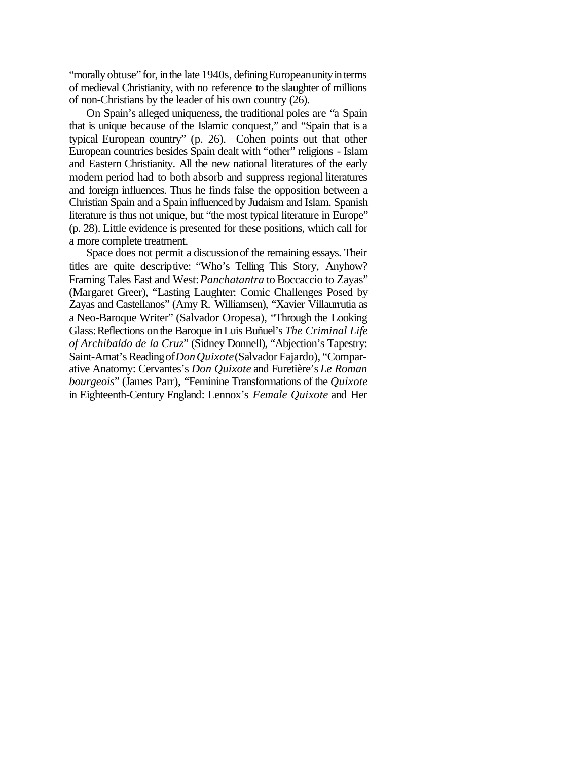"morally obtuse" for, in the late 1940s, defining European unity in terms of medieval Christianity, with no reference to the slaughter of millions of non-Christians by the leader of his own country (26).

On Spain's alleged uniqueness, the traditional poles are "a Spain that is unique because of the Islamic conquest," and "Spain that is a typical European country" (p. 26). Cohen points out that other European countries besides Spain dealt with "other" religions - Islam and Eastern Christianity. All the new national literatures of the early modern period had to both absorb and suppress regional literatures and foreign influences. Thus he finds false the opposition between a Christian Spain and a Spain influenced by Judaism and Islam. Spanish literature is thus not unique, but "the most typical literature in Europe" (p. 28). Little evidence is presented for these positions, which call for a more complete treatment.

Space does not permit a discussion of the remaining essays. Their titles are quite descriptive: "Who's Telling This Story, Anyhow? Framing Tales East and West: *Panchatantra* to Boccaccio to Zayas" (Margaret Greer), "Lasting Laughter: Comic Challenges Posed by Zayas and Castellanos" (Amy R. Williamsen), "Xavier Villaurrutia as a Neo-Baroque Writer" (Salvador Oropesa), "Through the Looking Glass: Reflections on the Baroque in Luis Buñuel's *The Criminal Life of Archibaldo de la Cruz*" (Sidney Donnell), "Abjection's Tapestry: Saint-Amat's Reading of *Don Quixote* (Salvador Fajardo), "Comparative Anatomy: Cervantes's *Don Quixote* and Furetière's *Le Roman bourgeois*" (James Parr), "Feminine Transformations of the *Quixote* in Eighteenth-Century England: Lennox's *Female Quixote* and Her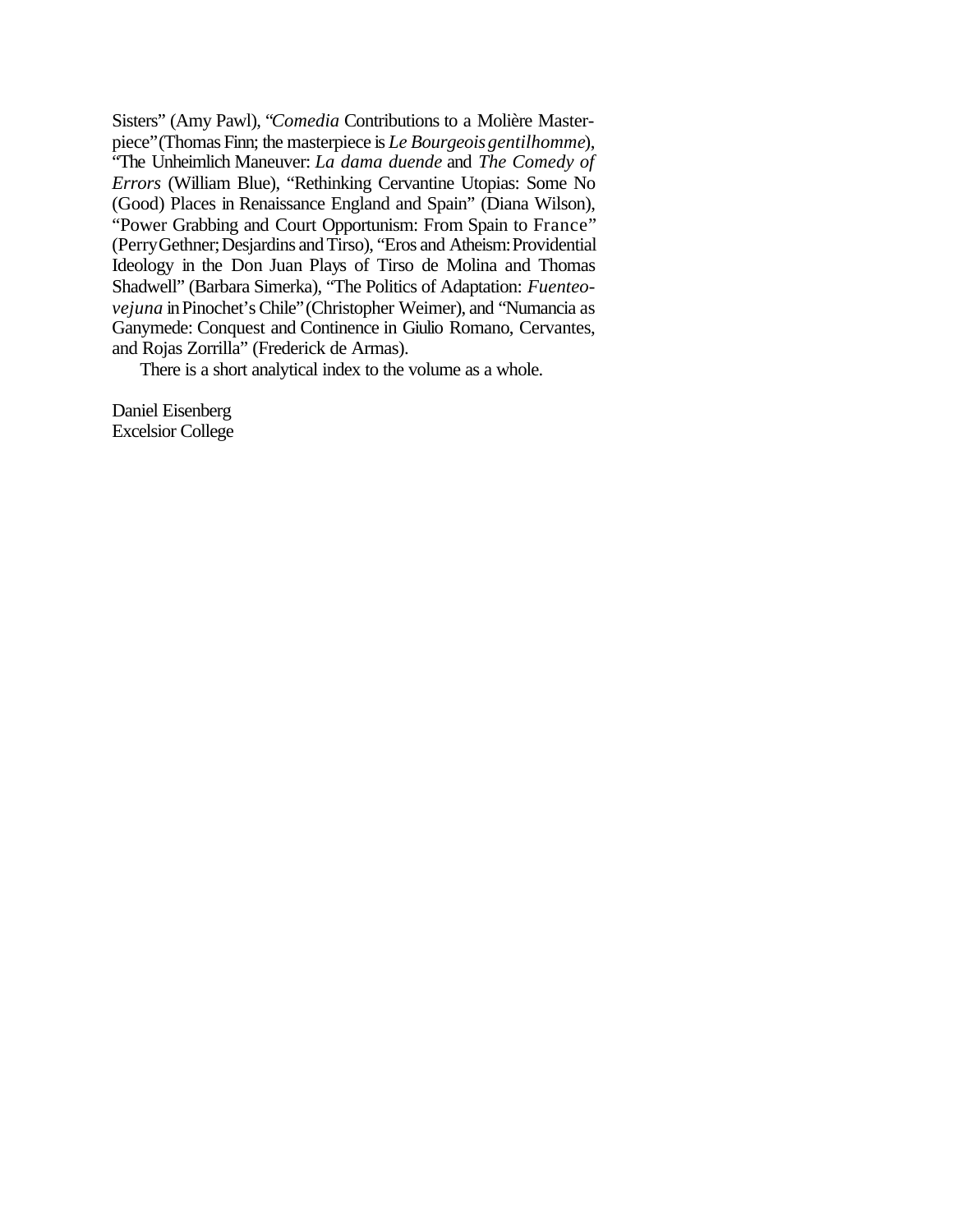Sisters" (Amy Pawl), "*Comedia* Contributions to a Molière Masterpiece" (Thomas Finn; the masterpiece is *Le Bourgeois gentilhomme*), "The Unheimlich Maneuver: *La dama duende* and *The Comedy of Errors* (William Blue), "Rethinking Cervantine Utopias: Some No (Good) Places in Renaissance England and Spain" (Diana Wilson), "Power Grabbing and Court Opportunism: From Spain to France" (Perry Gethner; Desjardins and Tirso), "Eros and Atheism: Providential Ideology in the Don Juan Plays of Tirso de Molina and Thomas Shadwell" (Barbara Simerka), "The Politics of Adaptation: *Fuenteovejuna* in Pinochet's Chile" (Christopher Weimer), and "Numancia as Ganymede: Conquest and Continence in Giulio Romano, Cervantes, and Rojas Zorrilla" (Frederick de Armas).

There is a short analytical index to the volume as a whole.

Daniel Eisenberg
Excelsior College